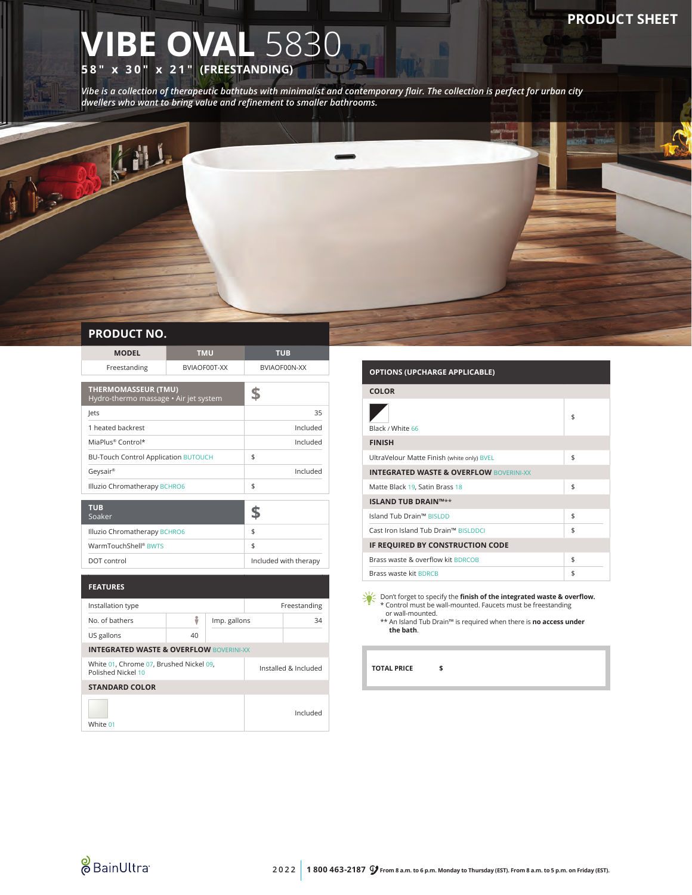PRODUCT SHEET

# VIBE OVAL 5830

**58" x 30" x 21" (FREESTANDING)**

*Vibe is a collection of therapeutic bathtubs with minimalist and contemporary flair. The collection is perfect for urban city dwellers who want to bring value and refinement to smaller bathrooms.*

## PRODUCT NO.

| MODEL | TMU | TUB |
|---|---|---|
| Freestanding | BVIAOF00T-XX | BVIAOF00N-XX |

| THERMOMASSEUR (TMU) Hydro-thermo massage • Air jet system | $ |
|---|---|
| Jets | 35 |
| 1 heated backrest | Included |
| MiaPlus® Control* | Included |
| BU-Touch Control Application BUTOUCH | $ |
| Geysair® | Included |
| Illuzio Chromatherapy BCHRO6 | $ |

| TUB Soaker | $ |
|---|---|
| Illuzio Chromatherapy BCHRO6 | $ |
| WarmTouchShell® BWTS | $ |
| DOT control | Included with therapy |

| FEATURES | | | |
|---|---|---|---|
| Installation type | | | Freestanding |
| No. of bathers | 1 | Imp. gallons | 34 |
| US gallons | 40 | | |
| **INTEGRATED WASTE & OVERFLOW** BOVERINI-XX | | | |
| White 01, Chrome 07, Brushed Nickel 09, Polished Nickel 10 | | | Installed & Included |
| **STANDARD COLOR** | | | |
| White 01 | | | Included |

| OPTIONS (UPCHARGE APPLICABLE) | |
|---|---|
| **COLOR** | |
| Black / White 66 | $ |
| **FINISH** | |
| UltraVelour Matte Finish (white only) BVEL | $ |
| **INTEGRATED WASTE & OVERFLOW** BOVERINI-XX | |
| Matte Black 19, Satin Brass 18 | $ |
| **ISLAND TUB DRAIN™\*\*** | |
| Island Tub Drain™ BISLDD | $ |
| Cast Iron Island Tub Drain™ BISLDDCI | $ |
| **IF REQUIRED BY CONSTRUCTION CODE** | |
| Brass waste & overflow kit BDRCOB | $ |
| Brass waste kit BDRCB | $ |

Don't forget to specify the **finish of the integrated waste & overflow.**
\* Control must be wall-mounted. Faucets must be freestanding or wall-mounted.
\*\* An Island Tub Drain™ is required when there is **no access under the bath**.

| TOTAL PRICE | $ |
|---|---|

BainUltra

2022 | 1 800 463-2187 From 8 a.m. to 6 p.m. Monday to Thursday (EST). From 8 a.m. to 5 p.m. on Friday (EST).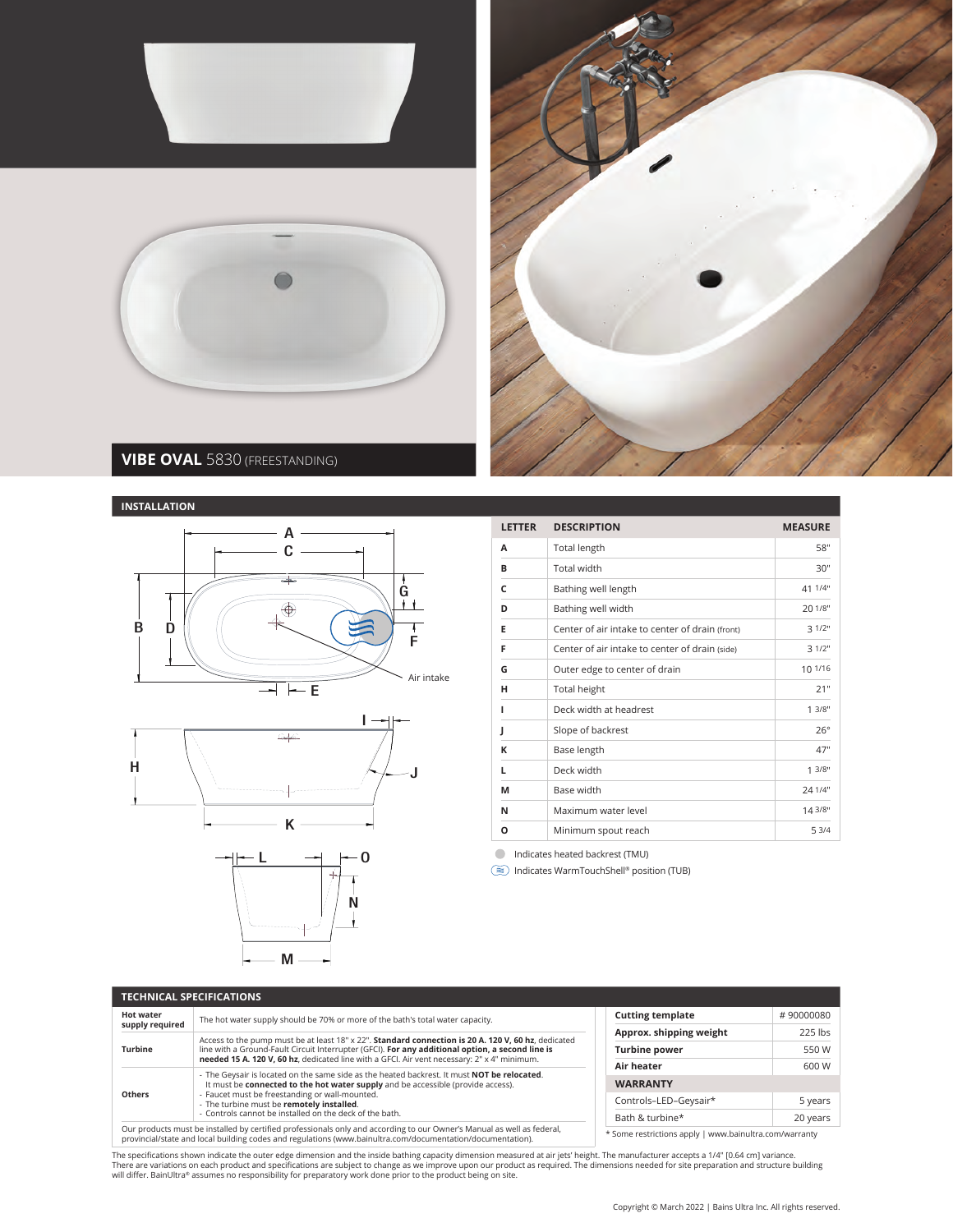**VIBE OVAL** 5830 (FREESTANDING)

## INSTALLATION

A
C
B
D
G
F
E
Air intake
H
I
J
K
L
O
N
M

| LETTER | DESCRIPTION | MEASURE |
|---|---|---|
| A | Total length | 58" |
| B | Total width | 30" |
| C | Bathing well length | 41 1/4" |
| D | Bathing well width | 20 1/8" |
| E | Center of air intake to center of drain (front) | 3 1/2" |
| F | Center of air intake to center of drain (side) | 3 1/2" |
| G | Outer edge to center of drain | 10 1/16 |
| H | Total height | 21" |
| I | Deck width at headrest | 1 3/8" |
| J | Slope of backrest | 26° |
| K | Base length | 47" |
| L | Deck width | 1 3/8" |
| M | Base width | 24 1/4" |
| N | Maximum water level | 14 3/8" |
| O | Minimum spout reach | 5 3/4 |

Indicates heated backrest (TMU)

Indicates WarmTouchShell® position (TUB)

## TECHNICAL SPECIFICATIONS

| | |
|---|---|
| **Hot water supply required** | The hot water supply should be 70% or more of the bath's total water capacity. |
| **Turbine** | Access to the pump must be at least 18" x 22". **Standard connection is 20 A. 120 V, 60 hz**, dedicated line with a Ground-Fault Circuit Interrupter (GFCI). **For any additional option, a second line is needed 15 A. 120 V, 60 hz**, dedicated line with a GFCI. Air vent necessary: 2" x 4" minimum. |
| **Others** | - The Geysair is located on the same side as the heated backrest. It must **NOT be relocated**. It must be **connected to the hot water supply** and be accessible (provide access).<br>- Faucet must be freestanding or wall-mounted.<br>- The turbine must be **remotely installed**.<br>- Controls cannot be installed on the deck of the bath. |

Our products must be installed by certified professionals only and according to our Owner's Manual as well as federal, provincial/state and local building codes and regulations (www.bainultra.com/documentation/documentation).

| | |
|---|---|
| **Cutting template** | # 90000080 |
| **Approx. shipping weight** | 225 lbs |
| **Turbine power** | 550 W |
| **Air heater** | 600 W |
| **WARRANTY** | |
| Controls–LED–Geysair* | 5 years |
| Bath & turbine* | 20 years |

\* Some restrictions apply | www.bainultra.com/warranty

The specifications shown indicate the outer edge dimension and the inside bathing capacity dimension measured at air jets' height. The manufacturer accepts a 1/4" [0.64 cm] variance. There are variations on each product and specifications are subject to change as we improve upon our product as required. The dimensions needed for site preparation and structure building will differ. BainUltra® assumes no responsibility for preparatory work done prior to the product being on site.

Copyright © March 2022 | Bains Ultra Inc. All rights reserved.